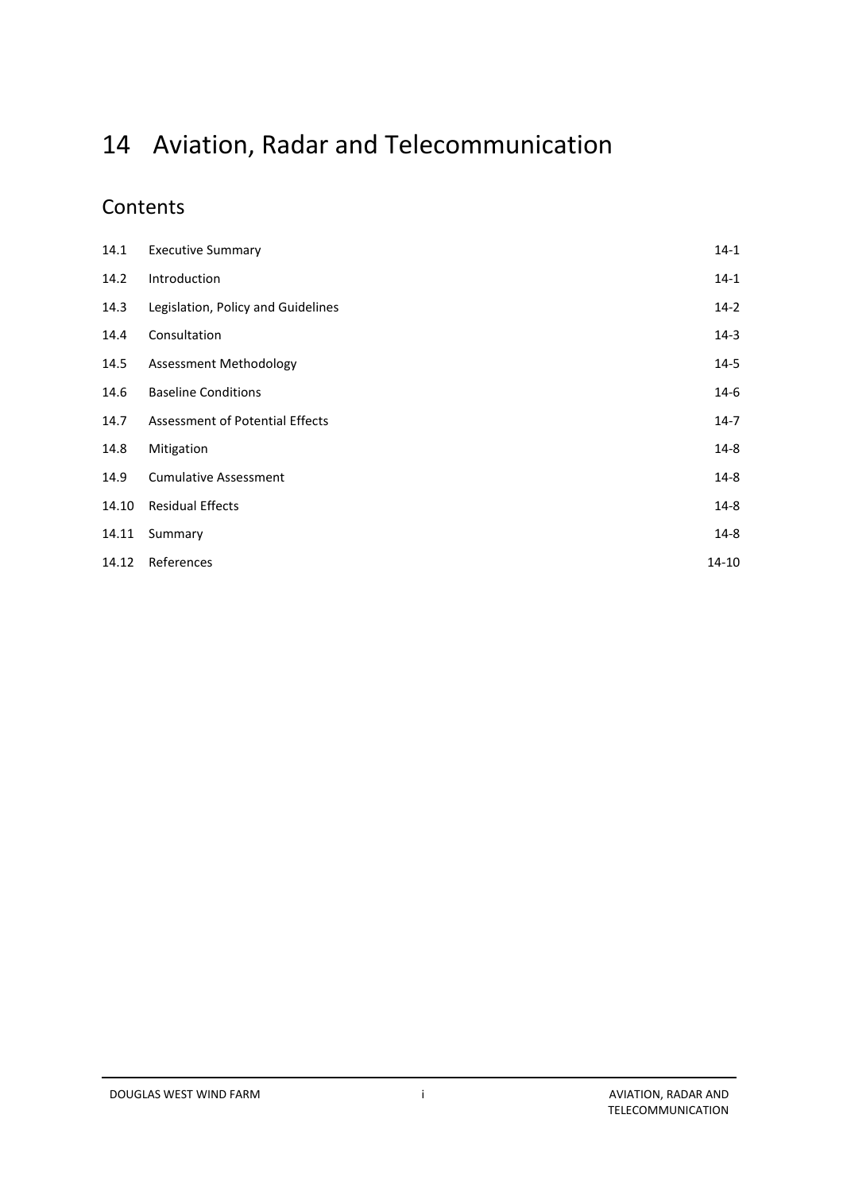# 14 Aviation, Radar and Telecommunication

## Contents

| | | |
|---|---|---|
| 14.1 | Executive Summary | 14-1 |
| 14.2 | Introduction | 14-1 |
| 14.3 | Legislation, Policy and Guidelines | 14-2 |
| 14.4 | Consultation | 14-3 |
| 14.5 | Assessment Methodology | 14-5 |
| 14.6 | Baseline Conditions | 14-6 |
| 14.7 | Assessment of Potential Effects | 14-7 |
| 14.8 | Mitigation | 14-8 |
| 14.9 | Cumulative Assessment | 14-8 |
| 14.10 | Residual Effects | 14-8 |
| 14.11 | Summary | 14-8 |
| 14.12 | References | 14-10 |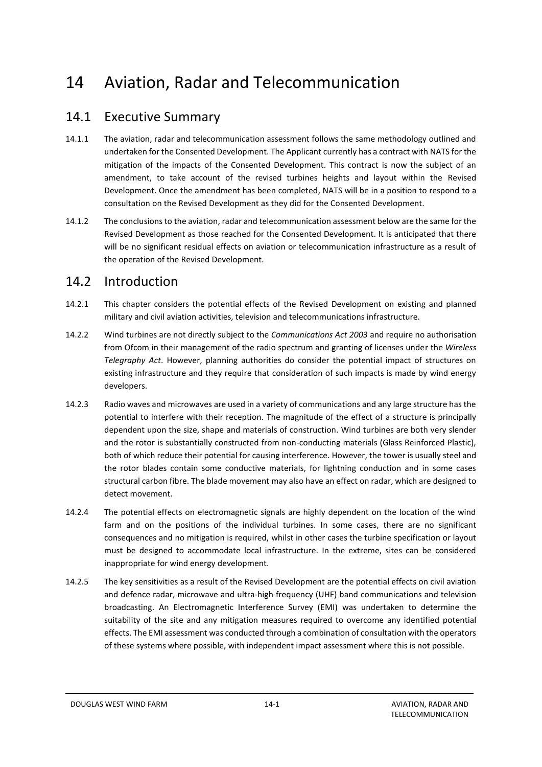# 14 Aviation, Radar and Telecommunication

## 14.1 Executive Summary

14.1.1 The aviation, radar and telecommunication assessment follows the same methodology outlined and undertaken for the Consented Development. The Applicant currently has a contract with NATS for the mitigation of the impacts of the Consented Development. This contract is now the subject of an amendment, to take account of the revised turbines heights and layout within the Revised Development. Once the amendment has been completed, NATS will be in a position to respond to a consultation on the Revised Development as they did for the Consented Development.

14.1.2 The conclusions to the aviation, radar and telecommunication assessment below are the same for the Revised Development as those reached for the Consented Development. It is anticipated that there will be no significant residual effects on aviation or telecommunication infrastructure as a result of the operation of the Revised Development.

## 14.2 Introduction

14.2.1 This chapter considers the potential effects of the Revised Development on existing and planned military and civil aviation activities, television and telecommunications infrastructure.

14.2.2 Wind turbines are not directly subject to the *Communications Act 2003* and require no authorisation from Ofcom in their management of the radio spectrum and granting of licenses under the *Wireless Telegraphy Act*. However, planning authorities do consider the potential impact of structures on existing infrastructure and they require that consideration of such impacts is made by wind energy developers.

14.2.3 Radio waves and microwaves are used in a variety of communications and any large structure has the potential to interfere with their reception. The magnitude of the effect of a structure is principally dependent upon the size, shape and materials of construction. Wind turbines are both very slender and the rotor is substantially constructed from non-conducting materials (Glass Reinforced Plastic), both of which reduce their potential for causing interference. However, the tower is usually steel and the rotor blades contain some conductive materials, for lightning conduction and in some cases structural carbon fibre. The blade movement may also have an effect on radar, which are designed to detect movement.

14.2.4 The potential effects on electromagnetic signals are highly dependent on the location of the wind farm and on the positions of the individual turbines. In some cases, there are no significant consequences and no mitigation is required, whilst in other cases the turbine specification or layout must be designed to accommodate local infrastructure. In the extreme, sites can be considered inappropriate for wind energy development.

14.2.5 The key sensitivities as a result of the Revised Development are the potential effects on civil aviation and defence radar, microwave and ultra-high frequency (UHF) band communications and television broadcasting. An Electromagnetic Interference Survey (EMI) was undertaken to determine the suitability of the site and any mitigation measures required to overcome any identified potential effects. The EMI assessment was conducted through a combination of consultation with the operators of these systems where possible, with independent impact assessment where this is not possible.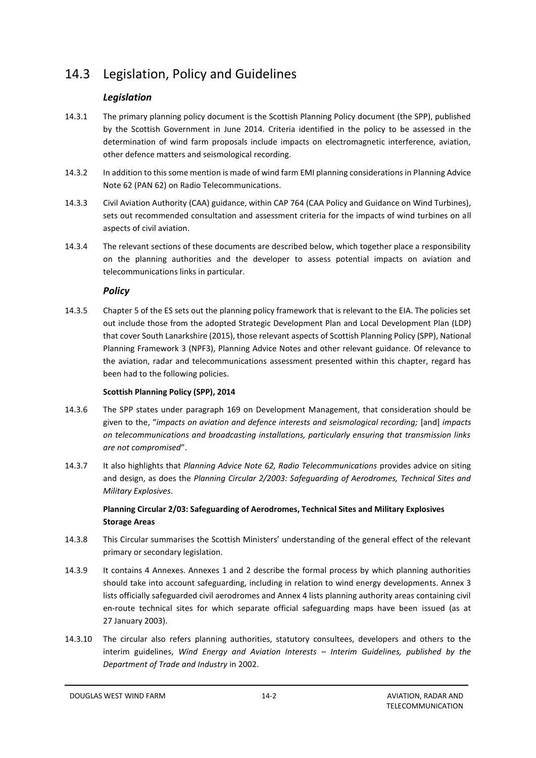## 14.3 Legislation, Policy and Guidelines

### *Legislation*

14.3.1 The primary planning policy document is the Scottish Planning Policy document (the SPP), published by the Scottish Government in June 2014. Criteria identified in the policy to be assessed in the determination of wind farm proposals include impacts on electromagnetic interference, aviation, other defence matters and seismological recording.

14.3.2 In addition to this some mention is made of wind farm EMI planning considerations in Planning Advice Note 62 (PAN 62) on Radio Telecommunications.

14.3.3 Civil Aviation Authority (CAA) guidance, within CAP 764 (CAA Policy and Guidance on Wind Turbines), sets out recommended consultation and assessment criteria for the impacts of wind turbines on all aspects of civil aviation.

14.3.4 The relevant sections of these documents are described below, which together place a responsibility on the planning authorities and the developer to assess potential impacts on aviation and telecommunications links in particular.

### *Policy*

14.3.5 Chapter 5 of the ES sets out the planning policy framework that is relevant to the EIA. The policies set out include those from the adopted Strategic Development Plan and Local Development Plan (LDP) that cover South Lanarkshire (2015), those relevant aspects of Scottish Planning Policy (SPP), National Planning Framework 3 (NPF3), Planning Advice Notes and other relevant guidance. Of relevance to the aviation, radar and telecommunications assessment presented within this chapter, regard has been had to the following policies.

**Scottish Planning Policy (SPP), 2014**

14.3.6 The SPP states under paragraph 169 on Development Management, that consideration should be given to the, "*impacts on aviation and defence interests and seismological recording;* [and] *impacts on telecommunications and broadcasting installations, particularly ensuring that transmission links are not compromised*".

14.3.7 It also highlights that *Planning Advice Note 62, Radio Telecommunications* provides advice on siting and design, as does the *Planning Circular 2/2003: Safeguarding of Aerodromes, Technical Sites and Military Explosives*.

**Planning Circular 2/03: Safeguarding of Aerodromes, Technical Sites and Military Explosives Storage Areas**

14.3.8 This Circular summarises the Scottish Ministers' understanding of the general effect of the relevant primary or secondary legislation.

14.3.9 It contains 4 Annexes. Annexes 1 and 2 describe the formal process by which planning authorities should take into account safeguarding, including in relation to wind energy developments. Annex 3 lists officially safeguarded civil aerodromes and Annex 4 lists planning authority areas containing civil en-route technical sites for which separate official safeguarding maps have been issued (as at 27 January 2003).

14.3.10 The circular also refers planning authorities, statutory consultees, developers and others to the interim guidelines, *Wind Energy and Aviation Interests – Interim Guidelines, published by the Department of Trade and Industry* in 2002.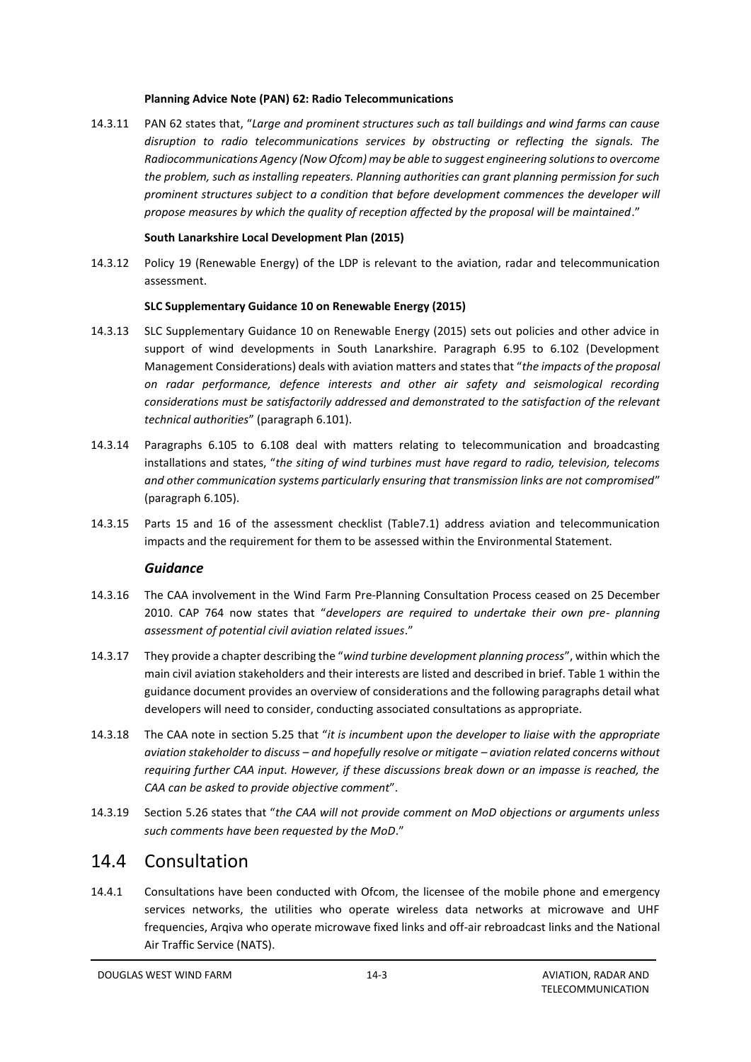**Planning Advice Note (PAN) 62: Radio Telecommunications**

14.3.11 PAN 62 states that, "*Large and prominent structures such as tall buildings and wind farms can cause disruption to radio telecommunications services by obstructing or reflecting the signals. The Radiocommunications Agency (Now Ofcom) may be able to suggest engineering solutions to overcome the problem, such as installing repeaters. Planning authorities can grant planning permission for such prominent structures subject to a condition that before development commences the developer will propose measures by which the quality of reception affected by the proposal will be maintained*."

**South Lanarkshire Local Development Plan (2015)**

14.3.12 Policy 19 (Renewable Energy) of the LDP is relevant to the aviation, radar and telecommunication assessment.

**SLC Supplementary Guidance 10 on Renewable Energy (2015)**

14.3.13 SLC Supplementary Guidance 10 on Renewable Energy (2015) sets out policies and other advice in support of wind developments in South Lanarkshire. Paragraph 6.95 to 6.102 (Development Management Considerations) deals with aviation matters and states that "*the impacts of the proposal on radar performance, defence interests and other air safety and seismological recording considerations must be satisfactorily addressed and demonstrated to the satisfaction of the relevant technical authorities*" (paragraph 6.101).

14.3.14 Paragraphs 6.105 to 6.108 deal with matters relating to telecommunication and broadcasting installations and states, "*the siting of wind turbines must have regard to radio, television, telecoms and other communication systems particularly ensuring that transmission links are not compromised*" (paragraph 6.105).

14.3.15 Parts 15 and 16 of the assessment checklist (Table7.1) address aviation and telecommunication impacts and the requirement for them to be assessed within the Environmental Statement.

### *Guidance*

14.3.16 The CAA involvement in the Wind Farm Pre-Planning Consultation Process ceased on 25 December 2010. CAP 764 now states that "*developers are required to undertake their own pre- planning assessment of potential civil aviation related issues*."

14.3.17 They provide a chapter describing the "*wind turbine development planning process*", within which the main civil aviation stakeholders and their interests are listed and described in brief. Table 1 within the guidance document provides an overview of considerations and the following paragraphs detail what developers will need to consider, conducting associated consultations as appropriate.

14.3.18 The CAA note in section 5.25 that "*it is incumbent upon the developer to liaise with the appropriate aviation stakeholder to discuss – and hopefully resolve or mitigate – aviation related concerns without requiring further CAA input. However, if these discussions break down or an impasse is reached, the CAA can be asked to provide objective comment*".

14.3.19 Section 5.26 states that "*the CAA will not provide comment on MoD objections or arguments unless such comments have been requested by the MoD*."

## 14.4 Consultation

14.4.1 Consultations have been conducted with Ofcom, the licensee of the mobile phone and emergency services networks, the utilities who operate wireless data networks at microwave and UHF frequencies, Arqiva who operate microwave fixed links and off-air rebroadcast links and the National Air Traffic Service (NATS).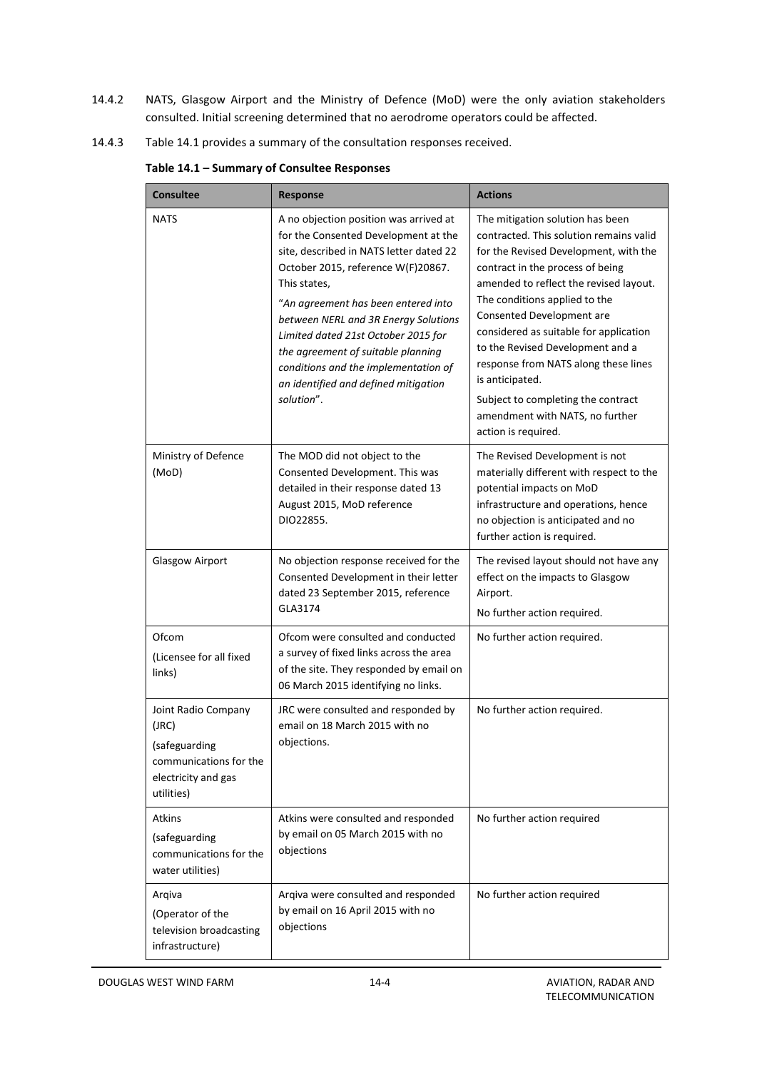14.4.2 NATS, Glasgow Airport and the Ministry of Defence (MoD) were the only aviation stakeholders consulted. Initial screening determined that no aerodrome operators could be affected.

14.4.3 Table 14.1 provides a summary of the consultation responses received.

**Table 14.1 – Summary of Consultee Responses**

| Consultee | Response | Actions |
|---|---|---|
| NATS | A no objection position was arrived at for the Consented Development at the site, described in NATS letter dated 22 October 2015, reference W(F)20867. This states, "*An agreement has been entered into between NERL and 3R Energy Solutions Limited dated 21st October 2015 for the agreement of suitable planning conditions and the implementation of an identified and defined mitigation solution*". | The mitigation solution has been contracted. This solution remains valid for the Revised Development, with the contract in the process of being amended to reflect the revised layout. The conditions applied to the Consented Development are considered as suitable for application to the Revised Development and a response from NATS along these lines is anticipated. Subject to completing the contract amendment with NATS, no further action is required. |
| Ministry of Defence (MoD) | The MOD did not object to the Consented Development. This was detailed in their response dated 13 August 2015, MoD reference DIO22855. | The Revised Development is not materially different with respect to the potential impacts on MoD infrastructure and operations, hence no objection is anticipated and no further action is required. |
| Glasgow Airport | No objection response received for the Consented Development in their letter dated 23 September 2015, reference GLA3174 | The revised layout should not have any effect on the impacts to Glasgow Airport. No further action required. |
| Ofcom (Licensee for all fixed links) | Ofcom were consulted and conducted a survey of fixed links across the area of the site. They responded by email on 06 March 2015 identifying no links. | No further action required. |
| Joint Radio Company (JRC) (safeguarding communications for the electricity and gas utilities) | JRC were consulted and responded by email on 18 March 2015 with no objections. | No further action required. |
| Atkins (safeguarding communications for the water utilities) | Atkins were consulted and responded by email on 05 March 2015 with no objections | No further action required |
| Arqiva (Operator of the television broadcasting infrastructure) | Arqiva were consulted and responded by email on 16 April 2015 with no objections | No further action required |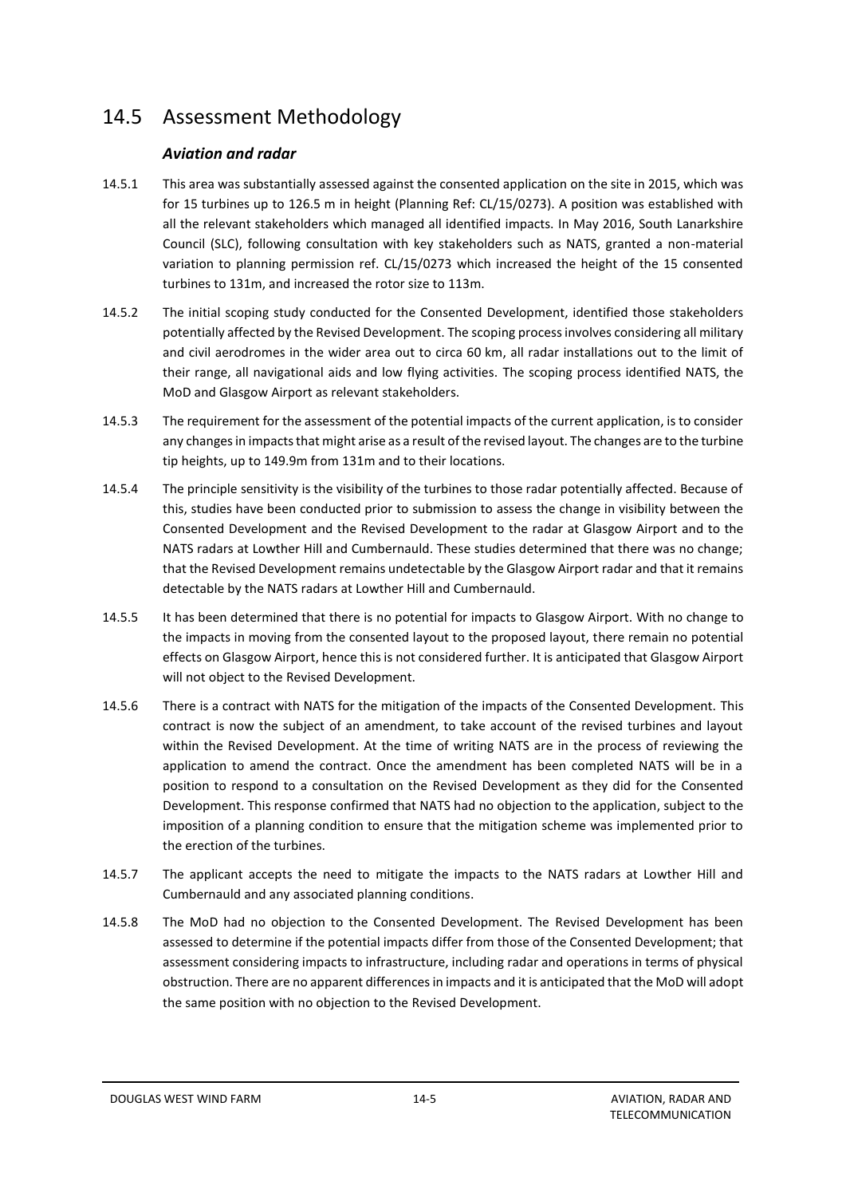## 14.5 Assessment Methodology

### *Aviation and radar*

14.5.1 This area was substantially assessed against the consented application on the site in 2015, which was for 15 turbines up to 126.5 m in height (Planning Ref: CL/15/0273). A position was established with all the relevant stakeholders which managed all identified impacts. In May 2016, South Lanarkshire Council (SLC), following consultation with key stakeholders such as NATS, granted a non-material variation to planning permission ref. CL/15/0273 which increased the height of the 15 consented turbines to 131m, and increased the rotor size to 113m.

14.5.2 The initial scoping study conducted for the Consented Development, identified those stakeholders potentially affected by the Revised Development. The scoping process involves considering all military and civil aerodromes in the wider area out to circa 60 km, all radar installations out to the limit of their range, all navigational aids and low flying activities. The scoping process identified NATS, the MoD and Glasgow Airport as relevant stakeholders.

14.5.3 The requirement for the assessment of the potential impacts of the current application, is to consider any changes in impacts that might arise as a result of the revised layout. The changes are to the turbine tip heights, up to 149.9m from 131m and to their locations.

14.5.4 The principle sensitivity is the visibility of the turbines to those radar potentially affected. Because of this, studies have been conducted prior to submission to assess the change in visibility between the Consented Development and the Revised Development to the radar at Glasgow Airport and to the NATS radars at Lowther Hill and Cumbernauld. These studies determined that there was no change; that the Revised Development remains undetectable by the Glasgow Airport radar and that it remains detectable by the NATS radars at Lowther Hill and Cumbernauld.

14.5.5 It has been determined that there is no potential for impacts to Glasgow Airport. With no change to the impacts in moving from the consented layout to the proposed layout, there remain no potential effects on Glasgow Airport, hence this is not considered further. It is anticipated that Glasgow Airport will not object to the Revised Development.

14.5.6 There is a contract with NATS for the mitigation of the impacts of the Consented Development. This contract is now the subject of an amendment, to take account of the revised turbines and layout within the Revised Development. At the time of writing NATS are in the process of reviewing the application to amend the contract. Once the amendment has been completed NATS will be in a position to respond to a consultation on the Revised Development as they did for the Consented Development. This response confirmed that NATS had no objection to the application, subject to the imposition of a planning condition to ensure that the mitigation scheme was implemented prior to the erection of the turbines.

14.5.7 The applicant accepts the need to mitigate the impacts to the NATS radars at Lowther Hill and Cumbernauld and any associated planning conditions.

14.5.8 The MoD had no objection to the Consented Development. The Revised Development has been assessed to determine if the potential impacts differ from those of the Consented Development; that assessment considering impacts to infrastructure, including radar and operations in terms of physical obstruction. There are no apparent differences in impacts and it is anticipated that the MoD will adopt the same position with no objection to the Revised Development.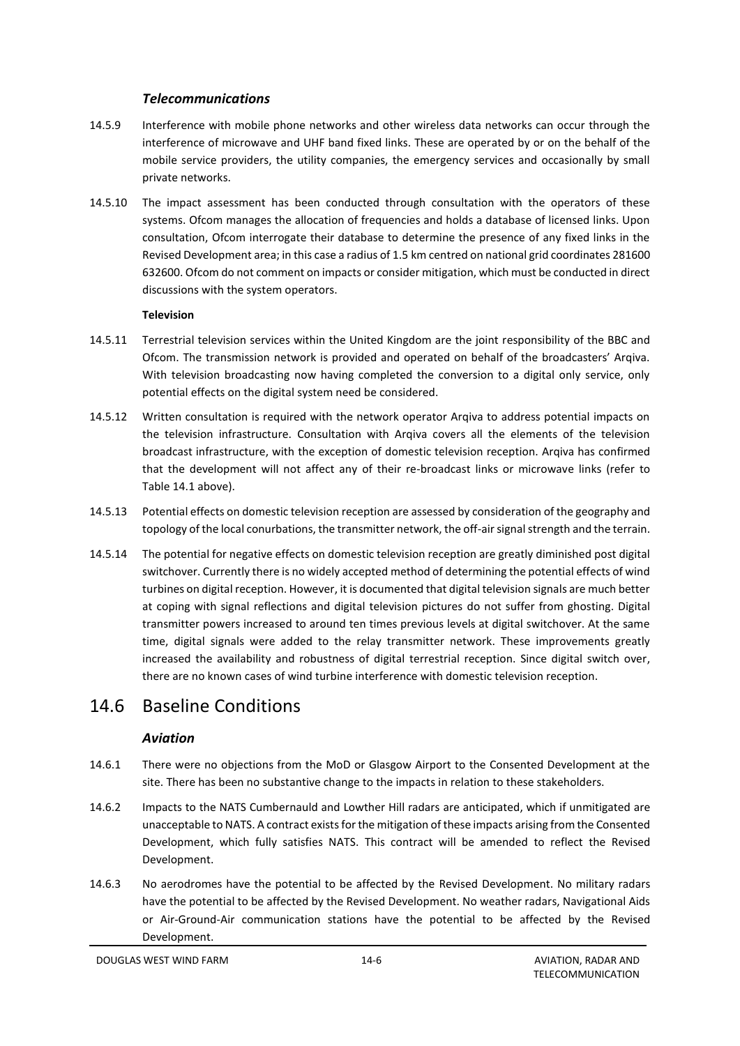### *Telecommunications*

14.5.9 Interference with mobile phone networks and other wireless data networks can occur through the interference of microwave and UHF band fixed links. These are operated by or on the behalf of the mobile service providers, the utility companies, the emergency services and occasionally by small private networks.

14.5.10 The impact assessment has been conducted through consultation with the operators of these systems. Ofcom manages the allocation of frequencies and holds a database of licensed links. Upon consultation, Ofcom interrogate their database to determine the presence of any fixed links in the Revised Development area; in this case a radius of 1.5 km centred on national grid coordinates 281600 632600. Ofcom do not comment on impacts or consider mitigation, which must be conducted in direct discussions with the system operators.

**Television**

14.5.11 Terrestrial television services within the United Kingdom are the joint responsibility of the BBC and Ofcom. The transmission network is provided and operated on behalf of the broadcasters' Arqiva. With television broadcasting now having completed the conversion to a digital only service, only potential effects on the digital system need be considered.

14.5.12 Written consultation is required with the network operator Arqiva to address potential impacts on the television infrastructure. Consultation with Arqiva covers all the elements of the television broadcast infrastructure, with the exception of domestic television reception. Arqiva has confirmed that the development will not affect any of their re-broadcast links or microwave links (refer to Table 14.1 above).

14.5.13 Potential effects on domestic television reception are assessed by consideration of the geography and topology of the local conurbations, the transmitter network, the off-air signal strength and the terrain.

14.5.14 The potential for negative effects on domestic television reception are greatly diminished post digital switchover. Currently there is no widely accepted method of determining the potential effects of wind turbines on digital reception. However, it is documented that digital television signals are much better at coping with signal reflections and digital television pictures do not suffer from ghosting. Digital transmitter powers increased to around ten times previous levels at digital switchover. At the same time, digital signals were added to the relay transmitter network. These improvements greatly increased the availability and robustness of digital terrestrial reception. Since digital switch over, there are no known cases of wind turbine interference with domestic television reception.

## 14.6 Baseline Conditions

### *Aviation*

14.6.1 There were no objections from the MoD or Glasgow Airport to the Consented Development at the site. There has been no substantive change to the impacts in relation to these stakeholders.

14.6.2 Impacts to the NATS Cumbernauld and Lowther Hill radars are anticipated, which if unmitigated are unacceptable to NATS. A contract exists for the mitigation of these impacts arising from the Consented Development, which fully satisfies NATS. This contract will be amended to reflect the Revised Development.

14.6.3 No aerodromes have the potential to be affected by the Revised Development. No military radars have the potential to be affected by the Revised Development. No weather radars, Navigational Aids or Air-Ground-Air communication stations have the potential to be affected by the Revised Development.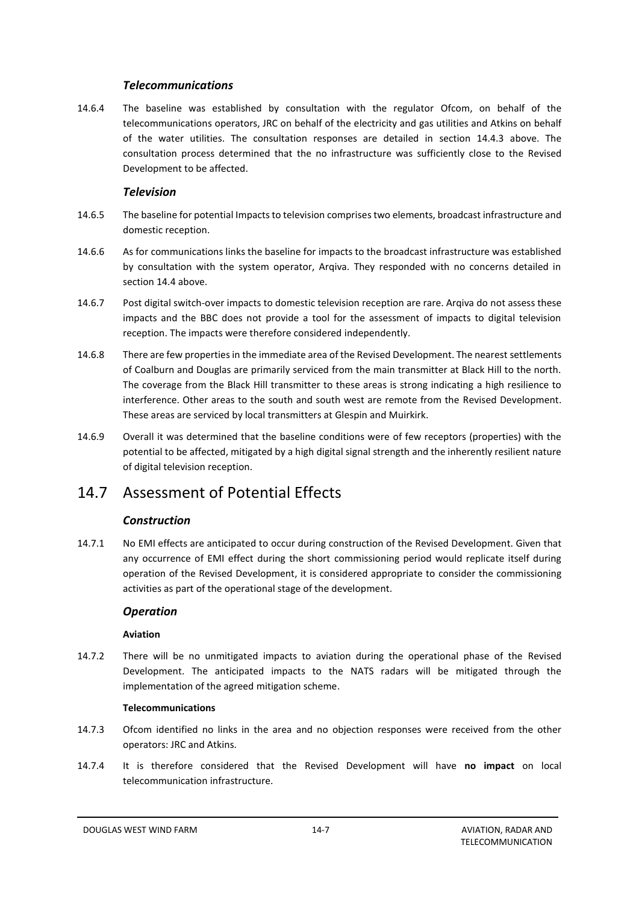### *Telecommunications*

14.6.4 The baseline was established by consultation with the regulator Ofcom, on behalf of the telecommunications operators, JRC on behalf of the electricity and gas utilities and Atkins on behalf of the water utilities. The consultation responses are detailed in section 14.4.3 above. The consultation process determined that the no infrastructure was sufficiently close to the Revised Development to be affected.

### *Television*

14.6.5 The baseline for potential Impacts to television comprises two elements, broadcast infrastructure and domestic reception.

14.6.6 As for communications links the baseline for impacts to the broadcast infrastructure was established by consultation with the system operator, Arqiva. They responded with no concerns detailed in section 14.4 above.

14.6.7 Post digital switch-over impacts to domestic television reception are rare. Arqiva do not assess these impacts and the BBC does not provide a tool for the assessment of impacts to digital television reception. The impacts were therefore considered independently.

14.6.8 There are few properties in the immediate area of the Revised Development. The nearest settlements of Coalburn and Douglas are primarily serviced from the main transmitter at Black Hill to the north. The coverage from the Black Hill transmitter to these areas is strong indicating a high resilience to interference. Other areas to the south and south west are remote from the Revised Development. These areas are serviced by local transmitters at Glespin and Muirkirk.

14.6.9 Overall it was determined that the baseline conditions were of few receptors (properties) with the potential to be affected, mitigated by a high digital signal strength and the inherently resilient nature of digital television reception.

## 14.7 Assessment of Potential Effects

### *Construction*

14.7.1 No EMI effects are anticipated to occur during construction of the Revised Development. Given that any occurrence of EMI effect during the short commissioning period would replicate itself during operation of the Revised Development, it is considered appropriate to consider the commissioning activities as part of the operational stage of the development.

### *Operation*

#### Aviation

14.7.2 There will be no unmitigated impacts to aviation during the operational phase of the Revised Development. The anticipated impacts to the NATS radars will be mitigated through the implementation of the agreed mitigation scheme.

#### Telecommunications

14.7.3 Ofcom identified no links in the area and no objection responses were received from the other operators: JRC and Atkins.

14.7.4 It is therefore considered that the Revised Development will have **no impact** on local telecommunication infrastructure.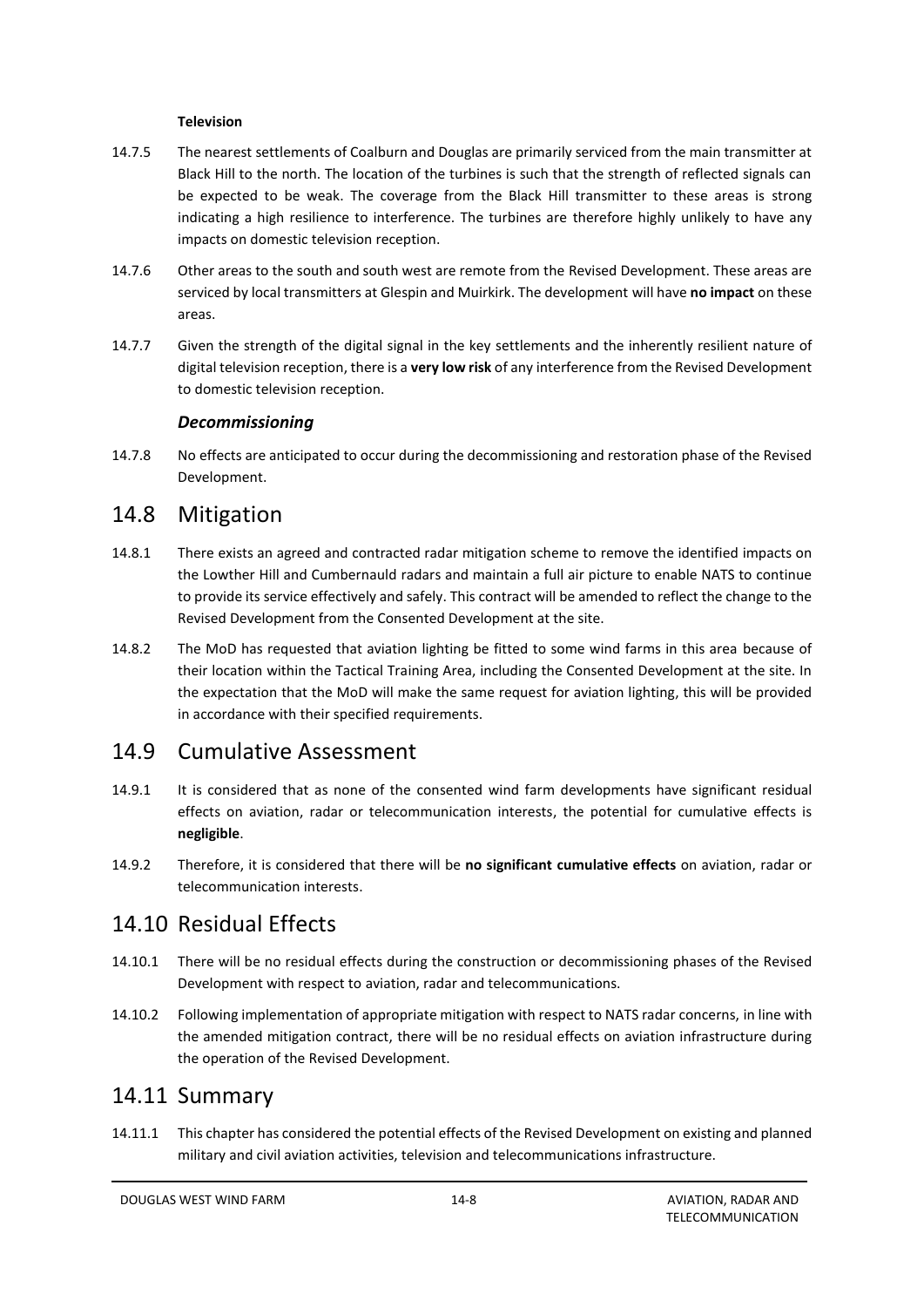**Television**

14.7.5 The nearest settlements of Coalburn and Douglas are primarily serviced from the main transmitter at Black Hill to the north. The location of the turbines is such that the strength of reflected signals can be expected to be weak. The coverage from the Black Hill transmitter to these areas is strong indicating a high resilience to interference. The turbines are therefore highly unlikely to have any impacts on domestic television reception.

14.7.6 Other areas to the south and south west are remote from the Revised Development. These areas are serviced by local transmitters at Glespin and Muirkirk. The development will have **no impact** on these areas.

14.7.7 Given the strength of the digital signal in the key settlements and the inherently resilient nature of digital television reception, there is a **very low risk** of any interference from the Revised Development to domestic television reception.

### *Decommissioning*

14.7.8 No effects are anticipated to occur during the decommissioning and restoration phase of the Revised Development.

## 14.8 Mitigation

14.8.1 There exists an agreed and contracted radar mitigation scheme to remove the identified impacts on the Lowther Hill and Cumbernauld radars and maintain a full air picture to enable NATS to continue to provide its service effectively and safely. This contract will be amended to reflect the change to the Revised Development from the Consented Development at the site.

14.8.2 The MoD has requested that aviation lighting be fitted to some wind farms in this area because of their location within the Tactical Training Area, including the Consented Development at the site. In the expectation that the MoD will make the same request for aviation lighting, this will be provided in accordance with their specified requirements.

## 14.9 Cumulative Assessment

14.9.1 It is considered that as none of the consented wind farm developments have significant residual effects on aviation, radar or telecommunication interests, the potential for cumulative effects is **negligible**.

14.9.2 Therefore, it is considered that there will be **no significant cumulative effects** on aviation, radar or telecommunication interests.

## 14.10 Residual Effects

14.10.1 There will be no residual effects during the construction or decommissioning phases of the Revised Development with respect to aviation, radar and telecommunications.

14.10.2 Following implementation of appropriate mitigation with respect to NATS radar concerns, in line with the amended mitigation contract, there will be no residual effects on aviation infrastructure during the operation of the Revised Development.

## 14.11 Summary

14.11.1 This chapter has considered the potential effects of the Revised Development on existing and planned military and civil aviation activities, television and telecommunications infrastructure.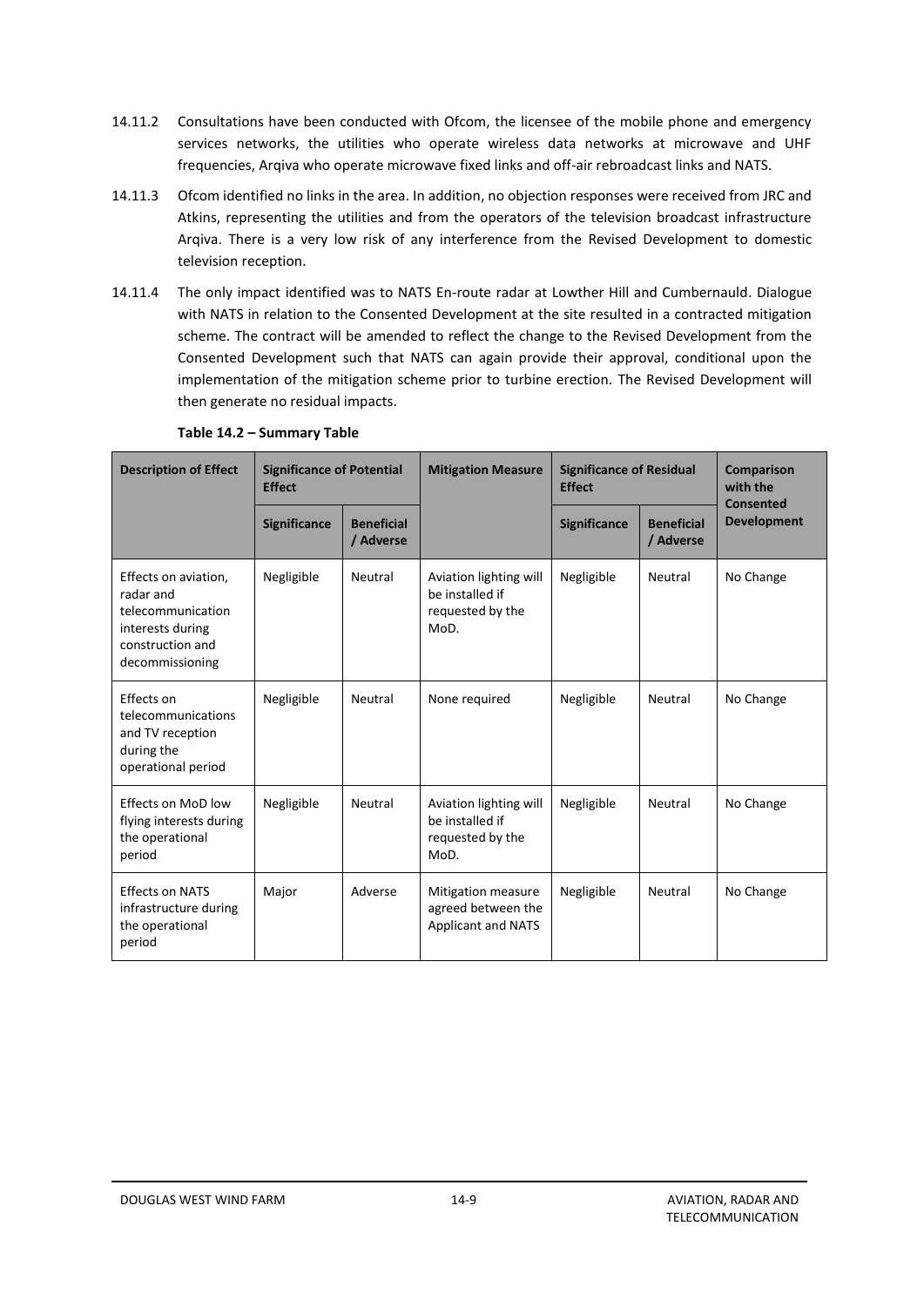14.11.2 Consultations have been conducted with Ofcom, the licensee of the mobile phone and emergency services networks, the utilities who operate wireless data networks at microwave and UHF frequencies, Arqiva who operate microwave fixed links and off-air rebroadcast links and NATS.

14.11.3 Ofcom identified no links in the area. In addition, no objection responses were received from JRC and Atkins, representing the utilities and from the operators of the television broadcast infrastructure Arqiva. There is a very low risk of any interference from the Revised Development to domestic television reception.

14.11.4 The only impact identified was to NATS En-route radar at Lowther Hill and Cumbernauld. Dialogue with NATS in relation to the Consented Development at the site resulted in a contracted mitigation scheme. The contract will be amended to reflect the change to the Revised Development from the Consented Development such that NATS can again provide their approval, conditional upon the implementation of the mitigation scheme prior to turbine erection. The Revised Development will then generate no residual impacts.

**Table 14.2 – Summary Table**

| Description of Effect | Significance of Potential Effect | | Mitigation Measure | Significance of Residual Effect | | Comparison with the Consented Development |
|---|---|---|---|---|---|---|
| | Significance | Beneficial / Adverse | | Significance | Beneficial / Adverse | |
| Effects on aviation, radar and telecommunication interests during construction and decommissioning | Negligible | Neutral | Aviation lighting will be installed if requested by the MoD. | Negligible | Neutral | No Change |
| Effects on telecommunications and TV reception during the operational period | Negligible | Neutral | None required | Negligible | Neutral | No Change |
| Effects on MoD low flying interests during the operational period | Negligible | Neutral | Aviation lighting will be installed if requested by the MoD. | Negligible | Neutral | No Change |
| Effects on NATS infrastructure during the operational period | Major | Adverse | Mitigation measure agreed between the Applicant and NATS | Negligible | Neutral | No Change |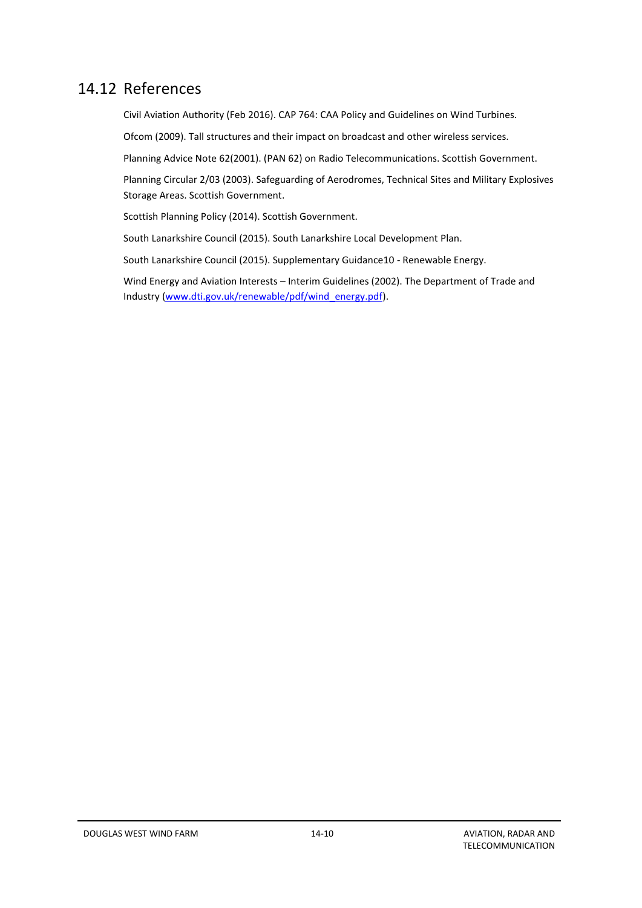## 14.12 References

Civil Aviation Authority (Feb 2016). CAP 764: CAA Policy and Guidelines on Wind Turbines.

Ofcom (2009). Tall structures and their impact on broadcast and other wireless services.

Planning Advice Note 62(2001). (PAN 62) on Radio Telecommunications. Scottish Government.

Planning Circular 2/03 (2003). Safeguarding of Aerodromes, Technical Sites and Military Explosives Storage Areas. Scottish Government.

Scottish Planning Policy (2014). Scottish Government.

South Lanarkshire Council (2015). South Lanarkshire Local Development Plan.

South Lanarkshire Council (2015). Supplementary Guidance10 - Renewable Energy.

Wind Energy and Aviation Interests – Interim Guidelines (2002). The Department of Trade and Industry (www.dti.gov.uk/renewable/pdf/wind_energy.pdf).